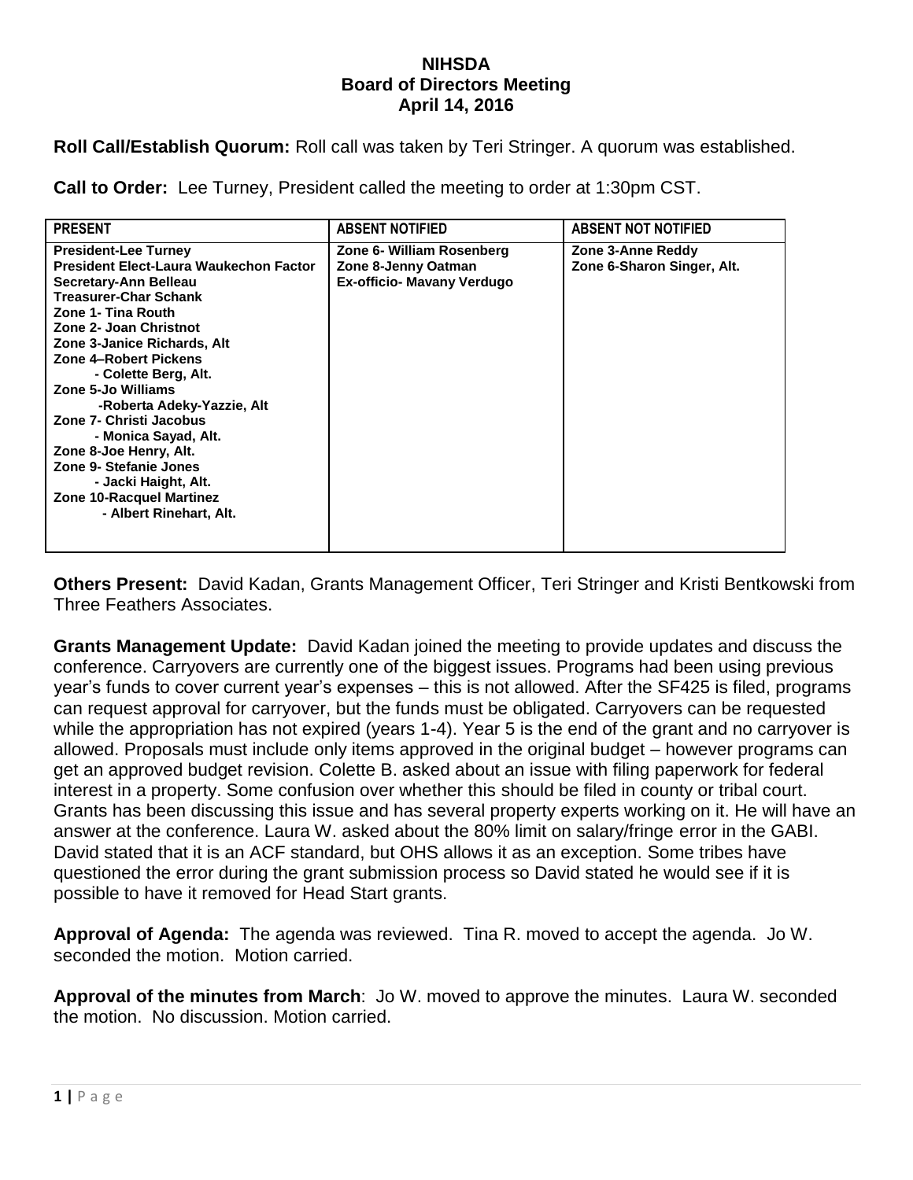# NIHSDA
## Board of Directors Meeting
### April 14, 2016

**Roll Call/Establish Quorum:** Roll call was taken by Teri Stringer. A quorum was established.

**Call to Order:** Lee Turney, President called the meeting to order at 1:30pm CST.

| PRESENT | ABSENT NOTIFIED | ABSENT NOT NOTIFIED |
|---|---|---|
| **President-Lee Turney**<br>**President Elect-Laura Waukechon Factor**<br>**Secretary-Ann Belleau**<br>**Treasurer-Char Schank**<br>**Zone 1- Tina Routh**<br>**Zone 2- Joan Christnot**<br>**Zone 3-Janice Richards, Alt**<br>**Zone 4–Robert Pickens**<br>**- Colette Berg, Alt.**<br>**Zone 5-Jo Williams**<br>**-Roberta Adeky-Yazzie, Alt**<br>**Zone 7- Christi Jacobus**<br>**- Monica Sayad, Alt.**<br>**Zone 8-Joe Henry, Alt.**<br>**Zone 9- Stefanie Jones**<br>**- Jacki Haight, Alt.**<br>**Zone 10-Racquel Martinez**<br>**- Albert Rinehart, Alt.** | **Zone 6- William Rosenberg**<br>**Zone 8-Jenny Oatman**<br>**Ex-officio- Mavany Verdugo** | **Zone 3-Anne Reddy**<br>**Zone 6-Sharon Singer, Alt.** |

**Others Present:** David Kadan, Grants Management Officer, Teri Stringer and Kristi Bentkowski from Three Feathers Associates.

**Grants Management Update:** David Kadan joined the meeting to provide updates and discuss the conference. Carryovers are currently one of the biggest issues. Programs had been using previous year's funds to cover current year's expenses – this is not allowed. After the SF425 is filed, programs can request approval for carryover, but the funds must be obligated. Carryovers can be requested while the appropriation has not expired (years 1-4). Year 5 is the end of the grant and no carryover is allowed. Proposals must include only items approved in the original budget – however programs can get an approved budget revision. Colette B. asked about an issue with filing paperwork for federal interest in a property. Some confusion over whether this should be filed in county or tribal court. Grants has been discussing this issue and has several property experts working on it. He will have an answer at the conference. Laura W. asked about the 80% limit on salary/fringe error in the GABI. David stated that it is an ACF standard, but OHS allows it as an exception. Some tribes have questioned the error during the grant submission process so David stated he would see if it is possible to have it removed for Head Start grants.

**Approval of Agenda:** The agenda was reviewed. Tina R. moved to accept the agenda. Jo W. seconded the motion. Motion carried.

**Approval of the minutes from March**: Jo W. moved to approve the minutes. Laura W. seconded the motion. No discussion. Motion carried.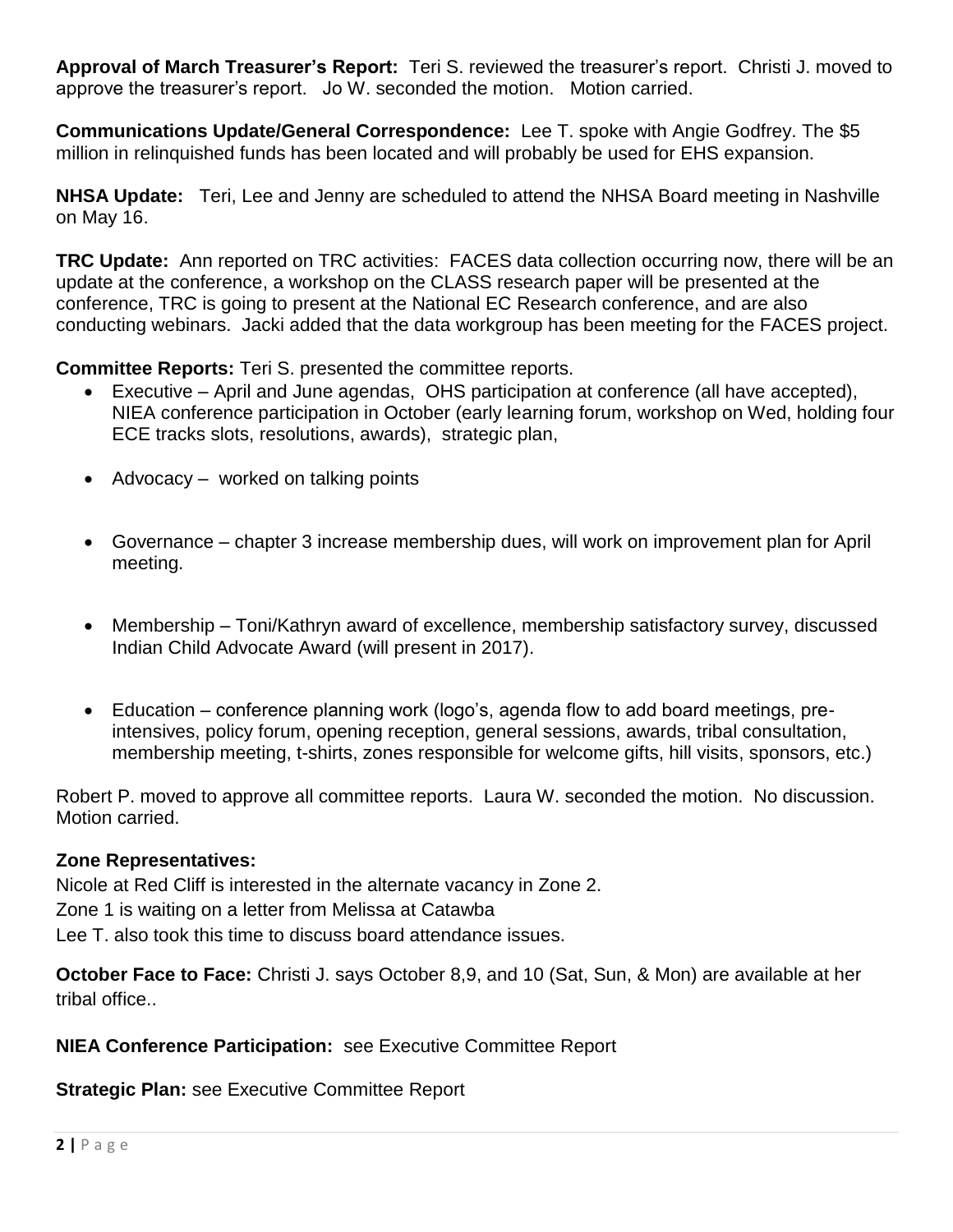**Approval of March Treasurer's Report:** Teri S. reviewed the treasurer's report. Christi J. moved to approve the treasurer's report. Jo W. seconded the motion. Motion carried.

**Communications Update/General Correspondence:** Lee T. spoke with Angie Godfrey. The $5 million in relinquished funds has been located and will probably be used for EHS expansion.

**NHSA Update:** Teri, Lee and Jenny are scheduled to attend the NHSA Board meeting in Nashville on May 16.

**TRC Update:** Ann reported on TRC activities: FACES data collection occurring now, there will be an update at the conference, a workshop on the CLASS research paper will be presented at the conference, TRC is going to present at the National EC Research conference, and are also conducting webinars. Jacki added that the data workgroup has been meeting for the FACES project.

**Committee Reports:** Teri S. presented the committee reports.

- Executive – April and June agendas, OHS participation at conference (all have accepted), NIEA conference participation in October (early learning forum, workshop on Wed, holding four ECE tracks slots, resolutions, awards), strategic plan,
- Advocacy – worked on talking points
- Governance – chapter 3 increase membership dues, will work on improvement plan for April meeting.
- Membership – Toni/Kathryn award of excellence, membership satisfactory survey, discussed Indian Child Advocate Award (will present in 2017).
- Education – conference planning work (logo's, agenda flow to add board meetings, pre-intensives, policy forum, opening reception, general sessions, awards, tribal consultation, membership meeting, t-shirts, zones responsible for welcome gifts, hill visits, sponsors, etc.)

Robert P. moved to approve all committee reports. Laura W. seconded the motion. No discussion. Motion carried.

**Zone Representatives:**

Nicole at Red Cliff is interested in the alternate vacancy in Zone 2.
Zone 1 is waiting on a letter from Melissa at Catawba
Lee T. also took this time to discuss board attendance issues.

**October Face to Face:** Christi J. says October 8,9, and 10 (Sat, Sun, & Mon) are available at her tribal office..

**NIEA Conference Participation:** see Executive Committee Report

**Strategic Plan:** see Executive Committee Report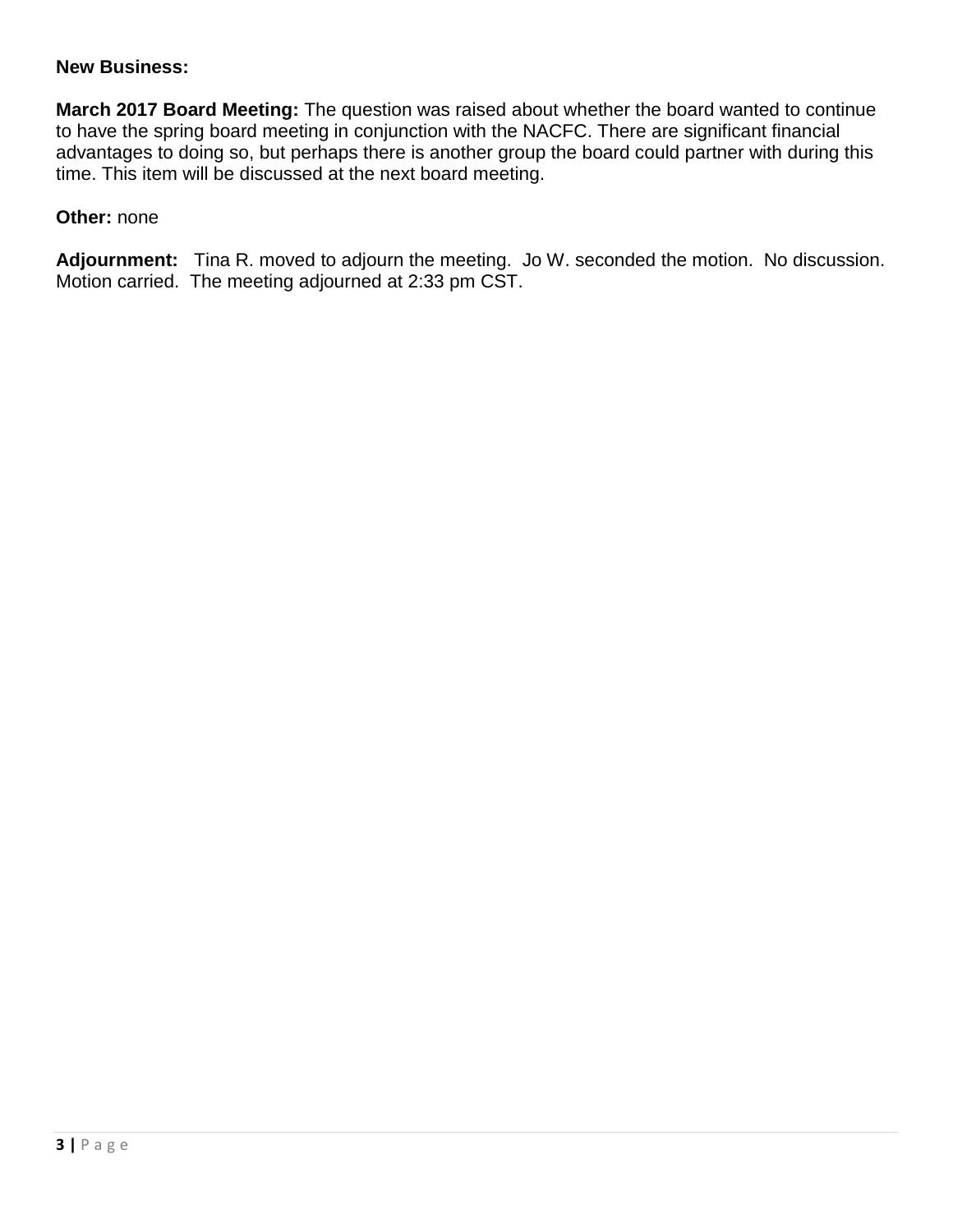**New Business:**

**March 2017 Board Meeting:** The question was raised about whether the board wanted to continue to have the spring board meeting in conjunction with the NACFC. There are significant financial advantages to doing so, but perhaps there is another group the board could partner with during this time. This item will be discussed at the next board meeting.

**Other:** none

**Adjournment:** Tina R. moved to adjourn the meeting. Jo W. seconded the motion. No discussion. Motion carried. The meeting adjourned at 2:33 pm CST.